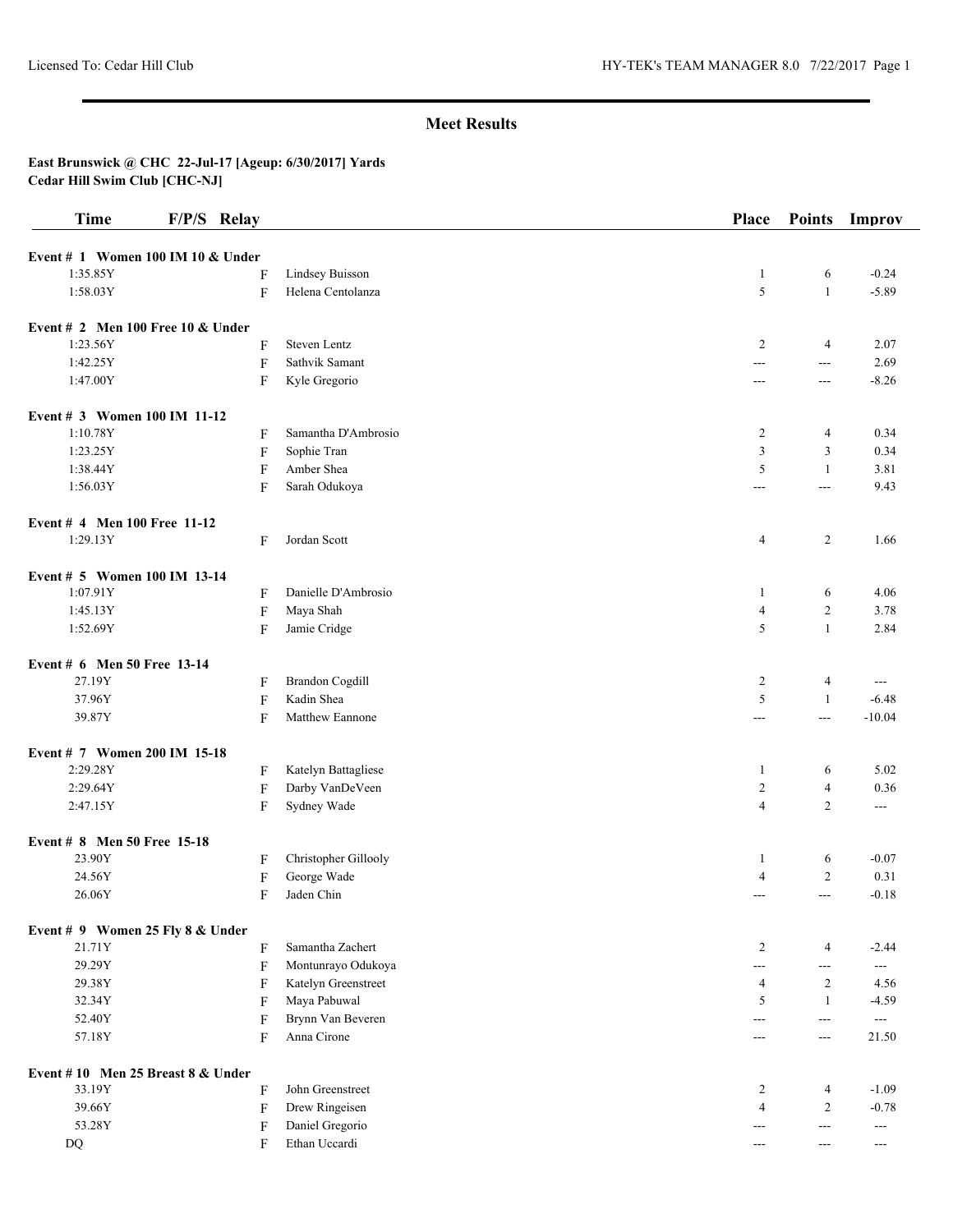## Meet Results

**East Brunswick @ CHC 22-Jul-17 [Ageup: 6/30/2017] Yards**
**Cedar Hill Swim Club [CHC-NJ]**

| Time | F/P/S | Relay | Place | Points | Improv |
|---|---|---|---|---|---|
| **Event # 1 Women 100 IM 10 & Under** | | | | | |
| 1:35.85Y | F | Lindsey Buisson | 1 | 6 | -0.24 |
| 1:58.03Y | F | Helena Centolanza | 5 | 1 | -5.89 |
| **Event # 2 Men 100 Free 10 & Under** | | | | | |
| 1:23.56Y | F | Steven Lentz | 2 | 4 | 2.07 |
| 1:42.25Y | F | Sathvik Samant | --- | --- | 2.69 |
| 1:47.00Y | F | Kyle Gregorio | --- | --- | -8.26 |
| **Event # 3 Women 100 IM 11-12** | | | | | |
| 1:10.78Y | F | Samantha D'Ambrosio | 2 | 4 | 0.34 |
| 1:23.25Y | F | Sophie Tran | 3 | 3 | 0.34 |
| 1:38.44Y | F | Amber Shea | 5 | 1 | 3.81 |
| 1:56.03Y | F | Sarah Odukoya | --- | --- | 9.43 |
| **Event # 4 Men 100 Free 11-12** | | | | | |
| 1:29.13Y | F | Jordan Scott | 4 | 2 | 1.66 |
| **Event # 5 Women 100 IM 13-14** | | | | | |
| 1:07.91Y | F | Danielle D'Ambrosio | 1 | 6 | 4.06 |
| 1:45.13Y | F | Maya Shah | 4 | 2 | 3.78 |
| 1:52.69Y | F | Jamie Cridge | 5 | 1 | 2.84 |
| **Event # 6 Men 50 Free 13-14** | | | | | |
| 27.19Y | F | Brandon Cogdill | 2 | 4 | --- |
| 37.96Y | F | Kadin Shea | 5 | 1 | -6.48 |
| 39.87Y | F | Matthew Eannone | --- | --- | -10.04 |
| **Event # 7 Women 200 IM 15-18** | | | | | |
| 2:29.28Y | F | Katelyn Battagliese | 1 | 6 | 5.02 |
| 2:29.64Y | F | Darby VanDeVeen | 2 | 4 | 0.36 |
| 2:47.15Y | F | Sydney Wade | 4 | 2 | --- |
| **Event # 8 Men 50 Free 15-18** | | | | | |
| 23.90Y | F | Christopher Gillooly | 1 | 6 | -0.07 |
| 24.56Y | F | George Wade | 4 | 2 | 0.31 |
| 26.06Y | F | Jaden Chin | --- | --- | -0.18 |
| **Event # 9 Women 25 Fly 8 & Under** | | | | | |
| 21.71Y | F | Samantha Zachert | 2 | 4 | -2.44 |
| 29.29Y | F | Montunrayo Odukoya | --- | --- | --- |
| 29.38Y | F | Katelyn Greenstreet | 4 | 2 | 4.56 |
| 32.34Y | F | Maya Pabuwal | 5 | 1 | -4.59 |
| 52.40Y | F | Brynn Van Beveren | --- | --- | --- |
| 57.18Y | F | Anna Cirone | --- | --- | 21.50 |
| **Event # 10 Men 25 Breast 8 & Under** | | | | | |
| 33.19Y | F | John Greenstreet | 2 | 4 | -1.09 |
| 39.66Y | F | Drew Ringeisen | 4 | 2 | -0.78 |
| 53.28Y | F | Daniel Gregorio | --- | --- | --- |
| DQ | F | Ethan Uccardi | --- | --- | --- |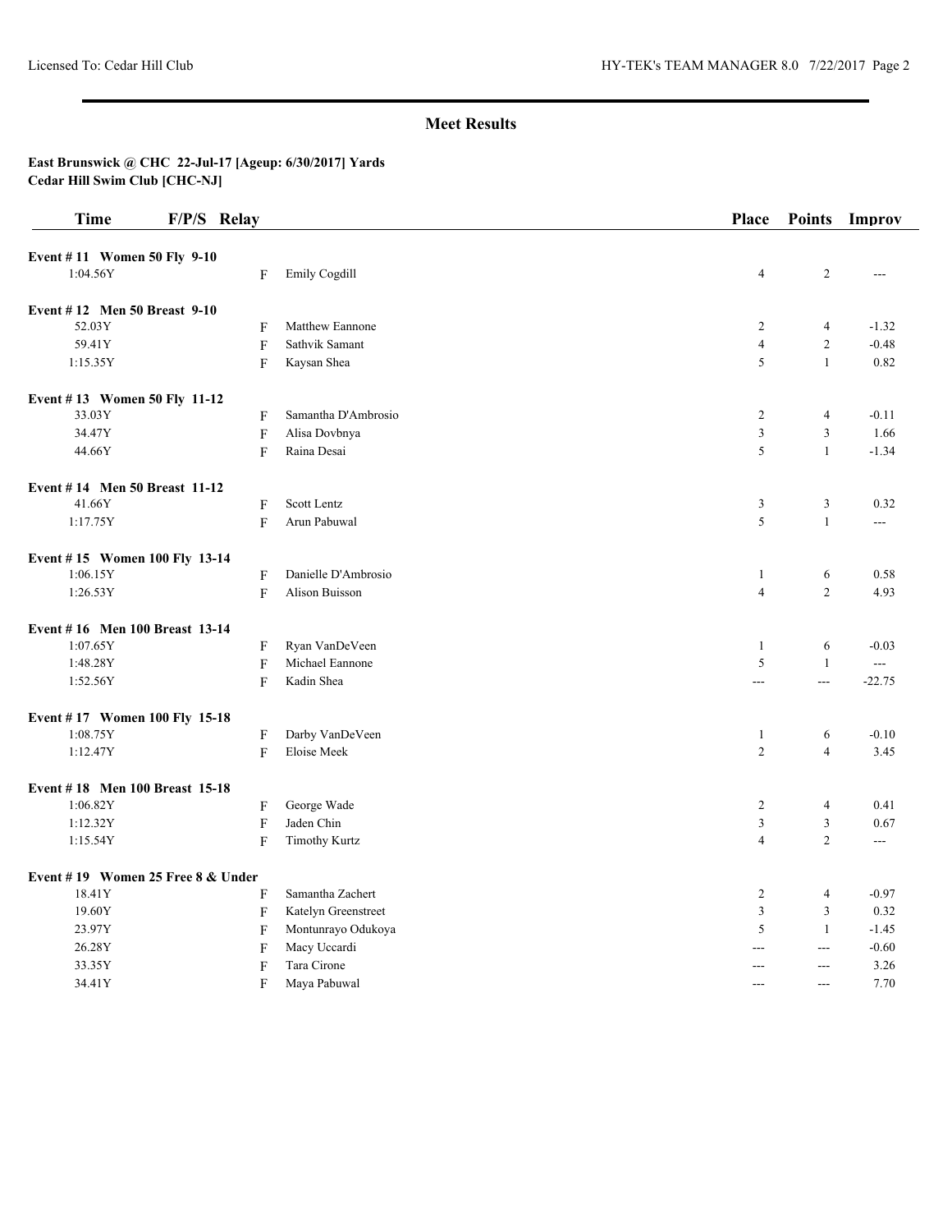## Meet Results

**East Brunswick @ CHC 22-Jul-17 [Ageup: 6/30/2017] Yards**
**Cedar Hill Swim Club [CHC-NJ]**

| Time | F/P/S | Relay | Place | Points | Improv |
|---|---|---|---|---|---|
| **Event # 11 Women 50 Fly 9-10** | | | | | |
| 1:04.56Y | F | Emily Cogdill | 4 | 2 | --- |
| **Event # 12 Men 50 Breast 9-10** | | | | | |
| 52.03Y | F | Matthew Eannone | 2 | 4 | -1.32 |
| 59.41Y | F | Sathvik Samant | 4 | 2 | -0.48 |
| 1:15.35Y | F | Kaysan Shea | 5 | 1 | 0.82 |
| **Event # 13 Women 50 Fly 11-12** | | | | | |
| 33.03Y | F | Samantha D'Ambrosio | 2 | 4 | -0.11 |
| 34.47Y | F | Alisa Dovbnya | 3 | 3 | 1.66 |
| 44.66Y | F | Raina Desai | 5 | 1 | -1.34 |
| **Event # 14 Men 50 Breast 11-12** | | | | | |
| 41.66Y | F | Scott Lentz | 3 | 3 | 0.32 |
| 1:17.75Y | F | Arun Pabuwal | 5 | 1 | --- |
| **Event # 15 Women 100 Fly 13-14** | | | | | |
| 1:06.15Y | F | Danielle D'Ambrosio | 1 | 6 | 0.58 |
| 1:26.53Y | F | Alison Buisson | 4 | 2 | 4.93 |
| **Event # 16 Men 100 Breast 13-14** | | | | | |
| 1:07.65Y | F | Ryan VanDeVeen | 1 | 6 | -0.03 |
| 1:48.28Y | F | Michael Eannone | 5 | 1 | --- |
| 1:52.56Y | F | Kadin Shea | --- | --- | -22.75 |
| **Event # 17 Women 100 Fly 15-18** | | | | | |
| 1:08.75Y | F | Darby VanDeVeen | 1 | 6 | -0.10 |
| 1:12.47Y | F | Eloise Meek | 2 | 4 | 3.45 |
| **Event # 18 Men 100 Breast 15-18** | | | | | |
| 1:06.82Y | F | George Wade | 2 | 4 | 0.41 |
| 1:12.32Y | F | Jaden Chin | 3 | 3 | 0.67 |
| 1:15.54Y | F | Timothy Kurtz | 4 | 2 | --- |
| **Event # 19 Women 25 Free 8 & Under** | | | | | |
| 18.41Y | F | Samantha Zachert | 2 | 4 | -0.97 |
| 19.60Y | F | Katelyn Greenstreet | 3 | 3 | 0.32 |
| 23.97Y | F | Montunrayo Odukoya | 5 | 1 | -1.45 |
| 26.28Y | F | Macy Uccardi | --- | --- | -0.60 |
| 33.35Y | F | Tara Cirone | --- | --- | 3.26 |
| 34.41Y | F | Maya Pabuwal | --- | --- | 7.70 |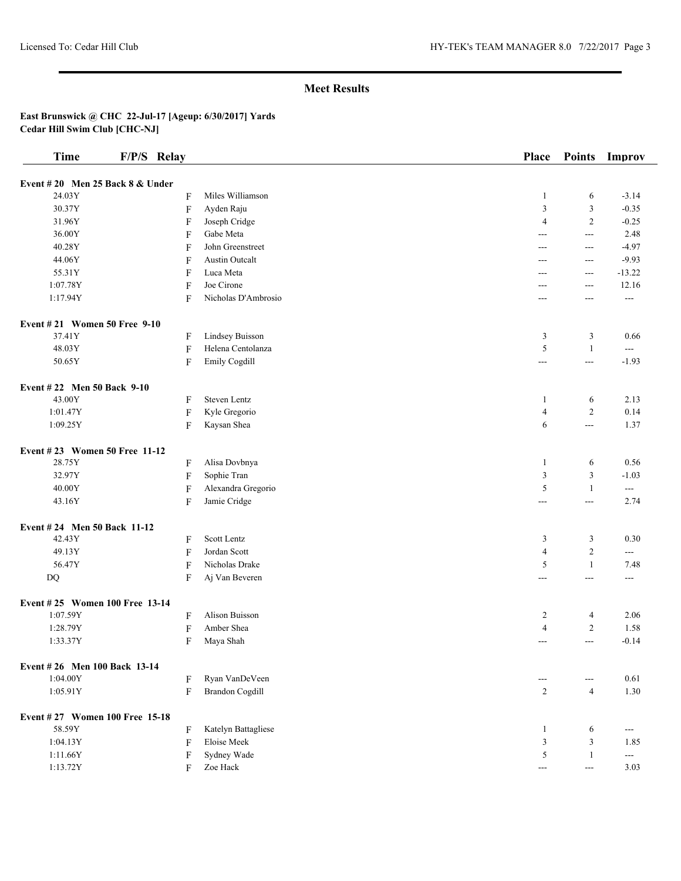## Meet Results

**East Brunswick @ CHC 22-Jul-17 [Ageup: 6/30/2017] Yards**
**Cedar Hill Swim Club [CHC-NJ]**

| Time | F/P/S | Relay | Place | Points | Improv |
|---|---|---|---|---|---|
| **Event # 20 Men 25 Back 8 & Under** | | | | | |
| 24.03Y | F | Miles Williamson | 1 | 6 | -3.14 |
| 30.37Y | F | Ayden Raju | 3 | 3 | -0.35 |
| 31.96Y | F | Joseph Cridge | 4 | 2 | -0.25 |
| 36.00Y | F | Gabe Meta | --- | --- | 2.48 |
| 40.28Y | F | John Greenstreet | --- | --- | -4.97 |
| 44.06Y | F | Austin Outcalt | --- | --- | -9.93 |
| 55.31Y | F | Luca Meta | --- | --- | -13.22 |
| 1:07.78Y | F | Joe Cirone | --- | --- | 12.16 |
| 1:17.94Y | F | Nicholas D'Ambrosio | --- | --- | --- |
| **Event # 21 Women 50 Free 9-10** | | | | | |
| 37.41Y | F | Lindsey Buisson | 3 | 3 | 0.66 |
| 48.03Y | F | Helena Centolanza | 5 | 1 | --- |
| 50.65Y | F | Emily Cogdill | --- | --- | -1.93 |
| **Event # 22 Men 50 Back 9-10** | | | | | |
| 43.00Y | F | Steven Lentz | 1 | 6 | 2.13 |
| 1:01.47Y | F | Kyle Gregorio | 4 | 2 | 0.14 |
| 1:09.25Y | F | Kaysan Shea | 6 | --- | 1.37 |
| **Event # 23 Women 50 Free 11-12** | | | | | |
| 28.75Y | F | Alisa Dovbnya | 1 | 6 | 0.56 |
| 32.97Y | F | Sophie Tran | 3 | 3 | -1.03 |
| 40.00Y | F | Alexandra Gregorio | 5 | 1 | --- |
| 43.16Y | F | Jamie Cridge | --- | --- | 2.74 |
| **Event # 24 Men 50 Back 11-12** | | | | | |
| 42.43Y | F | Scott Lentz | 3 | 3 | 0.30 |
| 49.13Y | F | Jordan Scott | 4 | 2 | --- |
| 56.47Y | F | Nicholas Drake | 5 | 1 | 7.48 |
| DQ | F | Aj Van Beveren | --- | --- | --- |
| **Event # 25 Women 100 Free 13-14** | | | | | |
| 1:07.59Y | F | Alison Buisson | 2 | 4 | 2.06 |
| 1:28.79Y | F | Amber Shea | 4 | 2 | 1.58 |
| 1:33.37Y | F | Maya Shah | --- | --- | -0.14 |
| **Event # 26 Men 100 Back 13-14** | | | | | |
| 1:04.00Y | F | Ryan VanDeVeen | --- | --- | 0.61 |
| 1:05.91Y | F | Brandon Cogdill | 2 | 4 | 1.30 |
| **Event # 27 Women 100 Free 15-18** | | | | | |
| 58.59Y | F | Katelyn Battagliese | 1 | 6 | --- |
| 1:04.13Y | F | Eloise Meek | 3 | 3 | 1.85 |
| 1:11.66Y | F | Sydney Wade | 5 | 1 | --- |
| 1:13.72Y | F | Zoe Hack | --- | --- | 3.03 |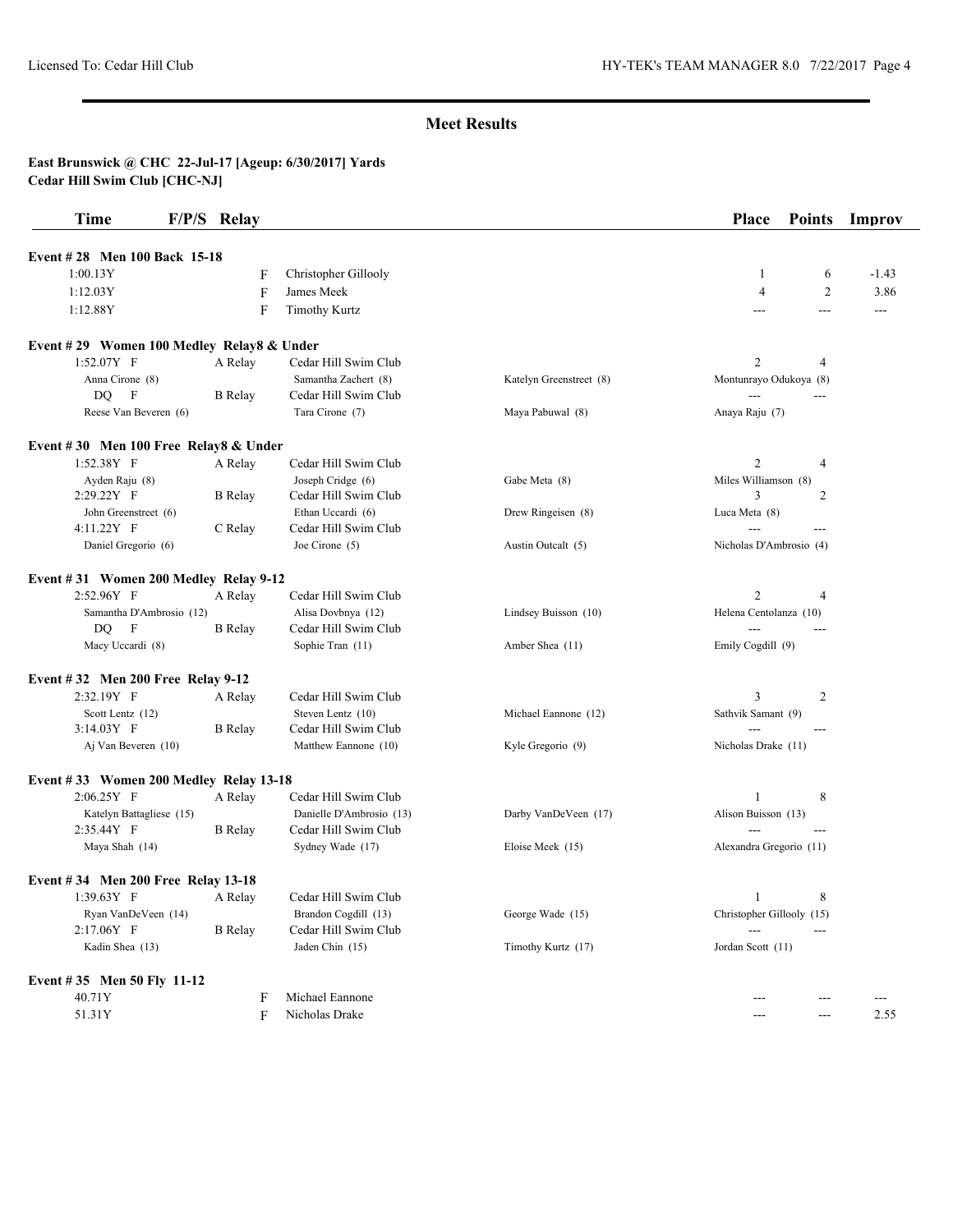# Meet Results

**East Brunswick @ CHC 22-Jul-17 [Ageup: 6/30/2017] Yards**
**Cedar Hill Swim Club [CHC-NJ]**

| Time | F/P/S | Relay | | | Place | Points | Improv |
|---|---|---|---|---|---|---|---|
| **Event # 28 Men 100 Back 15-18** | | | | | | | |
| 1:00.13Y | F | | Christopher Gillooly | | 1 | 6 | -1.43 |
| 1:12.03Y | F | | James Meek | | 4 | 2 | 3.86 |
| 1:12.88Y | F | | Timothy Kurtz | | --- | --- | --- |
| **Event # 29 Women 100 Medley Relay8 & Under** | | | | | | | |
| 1:52.07Y F | | A Relay | Cedar Hill Swim Club | | 2 | 4 | |
| Anna Cirone (8) | | | Samantha Zachert (8) | Katelyn Greenstreet (8) | Montunrayo Odukoya (8) | | |
| DQ F | | B Relay | Cedar Hill Swim Club | | --- | --- | |
| Reese Van Beveren (6) | | | Tara Cirone (7) | Maya Pabuwal (8) | Anaya Raju (7) | | |
| **Event # 30 Men 100 Free Relay8 & Under** | | | | | | | |
| 1:52.38Y F | | A Relay | Cedar Hill Swim Club | | 2 | 4 | |
| Ayden Raju (8) | | | Joseph Cridge (6) | Gabe Meta (8) | Miles Williamson (8) | | |
| 2:29.22Y F | | B Relay | Cedar Hill Swim Club | | 3 | 2 | |
| John Greenstreet (6) | | | Ethan Uccardi (6) | Drew Ringeisen (8) | Luca Meta (8) | | |
| 4:11.22Y F | | C Relay | Cedar Hill Swim Club | | --- | --- | |
| Daniel Gregorio (6) | | | Joe Cirone (5) | Austin Outcalt (5) | Nicholas D'Ambrosio (4) | | |
| **Event # 31 Women 200 Medley Relay 9-12** | | | | | | | |
| 2:52.96Y F | | A Relay | Cedar Hill Swim Club | | 2 | 4 | |
| Samantha D'Ambrosio (12) | | | Alisa Dovbnya (12) | Lindsey Buisson (10) | Helena Centolanza (10) | | |
| DQ F | | B Relay | Cedar Hill Swim Club | | --- | --- | |
| Macy Uccardi (8) | | | Sophie Tran (11) | Amber Shea (11) | Emily Cogdill (9) | | |
| **Event # 32 Men 200 Free Relay 9-12** | | | | | | | |
| 2:32.19Y F | | A Relay | Cedar Hill Swim Club | | 3 | 2 | |
| Scott Lentz (12) | | | Steven Lentz (10) | Michael Eannone (12) | Sathvik Samant (9) | | |
| 3:14.03Y F | | B Relay | Cedar Hill Swim Club | | --- | --- | |
| Aj Van Beveren (10) | | | Matthew Eannone (10) | Kyle Gregorio (9) | Nicholas Drake (11) | | |
| **Event # 33 Women 200 Medley Relay 13-18** | | | | | | | |
| 2:06.25Y F | | A Relay | Cedar Hill Swim Club | | 1 | 8 | |
| Katelyn Battagliese (15) | | | Danielle D'Ambrosio (13) | Darby VanDeVeen (17) | Alison Buisson (13) | | |
| 2:35.44Y F | | B Relay | Cedar Hill Swim Club | | --- | --- | |
| Maya Shah (14) | | | Sydney Wade (17) | Eloise Meek (15) | Alexandra Gregorio (11) | | |
| **Event # 34 Men 200 Free Relay 13-18** | | | | | | | |
| 1:39.63Y F | | A Relay | Cedar Hill Swim Club | | 1 | 8 | |
| Ryan VanDeVeen (14) | | | Brandon Cogdill (13) | George Wade (15) | Christopher Gillooly (15) | | |
| 2:17.06Y F | | B Relay | Cedar Hill Swim Club | | --- | --- | |
| Kadin Shea (13) | | | Jaden Chin (15) | Timothy Kurtz (17) | Jordan Scott (11) | | |
| **Event # 35 Men 50 Fly 11-12** | | | | | | | |
| 40.71Y | F | | Michael Eannone | | --- | --- | --- |
| 51.31Y | F | | Nicholas Drake | | --- | --- | 2.55 |